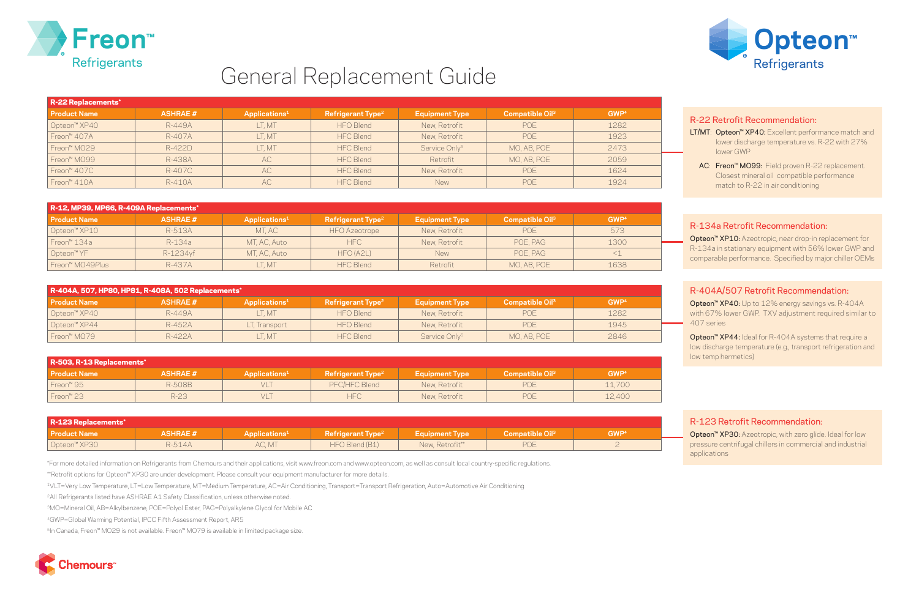Freon™ Refrigerants

# General Replacement Guide

Opteon™ Refrigerants

## R-22 Replacements*

| Product Name | ASHRAE # | Applications[1] | Refrigerant Type[2] | Equipment Type | Compatible Oil[3] | GWP[4] |
|---|---|---|---|---|---|---|
| Opteon™ XP40 | R-449A | LT, MT | HFO Blend | New, Retrofit | POE | 1282 |
| Freon™ 407A | R-407A | LT, MT | HFC Blend | New, Retrofit | POE | 1923 |
| Freon™ MO29 | R-422D | LT, MT | HFC Blend | Service Only[5] | MO, AB, POE | 2473 |
| Freon™ MO99 | R-438A | AC | HFC Blend | Retrofit | MO, AB, POE | 2059 |
| Freon™ 407C | R-407C | AC | HFC Blend | New, Retrofit | POE | 1624 |
| Freon™ 410A | R-410A | AC | HFC Blend | New | POE | 1924 |

### R-22 Retrofit Recommendation:

**LT/MT:** **Opteon™ XP40:** Excellent performance match and lower discharge temperature vs. R-22 with 27% lower GWP

**AC:** **Freon™ MO99:** Field proven R-22 replacement. Closest mineral oil compatible performance match to R-22 in air conditioning

## R-12, MP39, MP66, R-409A Replacements*

| Product Name | ASHRAE # | Applications[1] | Refrigerant Type[2] | Equipment Type | Compatible Oil[3] | GWP[4] |
|---|---|---|---|---|---|---|
| Opteon™ XP10 | R-513A | MT, AC | HFO Azeotrope | New, Retrofit | POE | 573 |
| Freon™ 134a | R-134a | MT, AC, Auto | HFC | New, Retrofit | POE, PAG | 1300 |
| Opteon™ YF | R-1234yf | MT, AC, Auto | HFO (A2L) | New | POE, PAG | <1 |
| Freon™ MO49Plus | R-437A | LT, MT | HFC Blend | Retrofit | MO, AB, POE | 1638 |

### R-134a Retrofit Recommendation:

**Opteon™ XP10:** Azeotropic, near drop-in replacement for R-134a in stationary equipment with 56% lower GWP and comparable performance. Specified by major chiller OEMs

## R-404A, 507, HP80, HP81, R-408A, 502 Replacements*

| Product Name | ASHRAE # | Applications[1] | Refrigerant Type[2] | Equipment Type | Compatible Oil[3] | GWP[4] |
|---|---|---|---|---|---|---|
| Opteon™ XP40 | R-449A | LT, MT | HFO Blend | New, Retrofit | POE | 1282 |
| Opteon™ XP44 | R-452A | LT, Transport | HFO Blend | New, Retrofit | POE | 1945 |
| Freon™ MO79 | R-422A | LT, MT | HFC Blend | Service Only[5] | MO, AB, POE | 2846 |

### R-404A/507 Retrofit Recommendation:

**Opteon™ XP40:** Up to 12% energy savings vs. R-404A with 67% lower GWP. TXV adjustment required similar to 407 series

**Opteon™ XP44:** Ideal for R-404A systems that require a low discharge temperature (e.g., transport refrigeration and low temp hermetics)

## R-503, R-13 Replacements*

| Product Name | ASHRAE # | Applications[1] | Refrigerant Type[2] | Equipment Type | Compatible Oil[3] | GWP[4] |
|---|---|---|---|---|---|---|
| Freon™ 95 | R-508B | VLT | PFC/HFC Blend | New, Retrofit | POE | 11,700 |
| Freon™ 23 | R-23 | VLT | HFC | New, Retrofit | POE | 12,400 |

## R-123 Replacements*

| Product Name | ASHRAE # | Applications[1] | Refrigerant Type[2] | Equipment Type | Compatible Oil[3] | GWP[4] |
|---|---|---|---|---|---|---|
| Opteon™ XP30 | R-514A | AC, MT | HFO Blend (B1) | New, Retrofit** | POE | 2 |

### R-123 Retrofit Recommendation:

**Opteon™ XP30:** Azeotropic, with zero glide. Ideal for low pressure centrifugal chillers in commercial and industrial applications

*For more detailed information on Refrigerants from Chemours and their applications, visit www.freon.com and www.opteon.com, as well as consult local country-specific regulations.

**Retrofit options for Opteon™ XP30 are under development. Please consult your equipment manufacturer for more details.

[1] VLT=Very Low Temperature, LT=Low Temperature, MT=Medium Temperature, AC=Air Conditioning, Transport=Transport Refrigeration, Auto=Automotive Air Conditioning

[2] All Refrigerants listed have ASHRAE A1 Safety Classification, unless otherwise noted.

[3] MO=Mineral Oil, AB=Alkylbenzene, POE=Polyol Ester, PAG=Polyalkylene Glycol for Mobile AC

[4] GWP=Global Warming Potential, IPCC Fifth Assessment Report, AR5

[5] In Canada, Freon™ MO29 is not available. Freon™ MO79 is available in limited package size.

Chemours™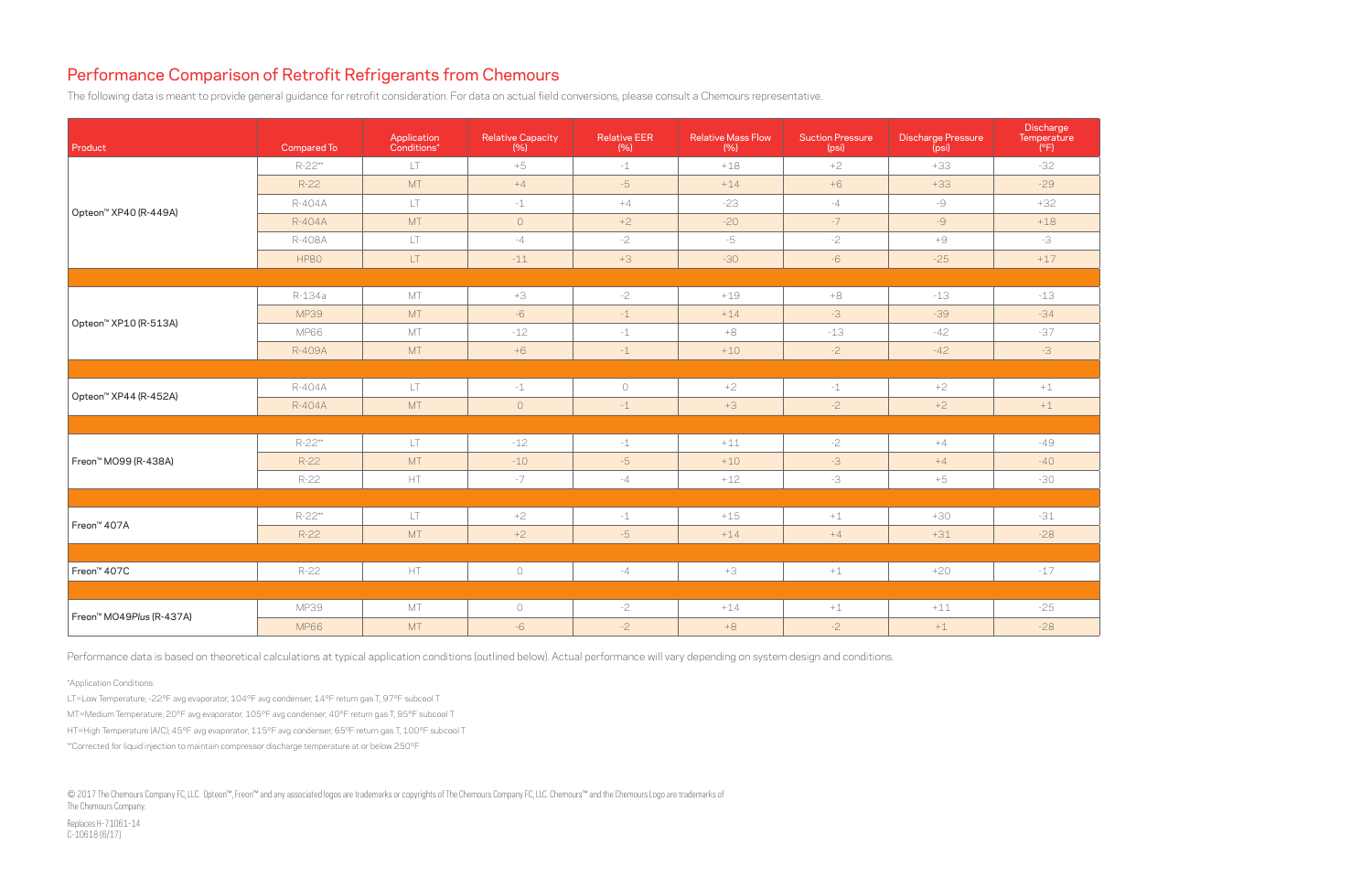## Performance Comparison of Retrofit Refrigerants from Chemours

The following data is meant to provide general guidance for retrofit consideration. For data on actual field conversions, please consult a Chemours representative.

| Product | Compared To | Application Conditions* | Relative Capacity (%) | Relative EER (%) | Relative Mass Flow (%) | Suction Pressure (psi) | Discharge Pressure (psi) | Discharge Temperature (°F) |
|---|---|---|---|---|---|---|---|---|
| Opteon™ XP40 (R-449A) | R-22** | LT | +5 | -1 | +18 | +2 | +33 | -32 |
| | R-22 | MT | +4 | -5 | +14 | +6 | +33 | -29 |
| | R-404A | LT | -1 | +4 | -23 | -4 | -9 | +32 |
| | R-404A | MT | 0 | +2 | -20 | -7 | -9 | +18 |
| | R-408A | LT | -4 | -2 | -5 | -2 | +9 | -3 |
| | HP80 | LT | -11 | +3 | -30 | -6 | -25 | +17 |
| Opteon™ XP10 (R-513A) | R-134a | MT | +3 | -2 | +19 | +8 | -13 | -13 |
| | MP39 | MT | -6 | -1 | +14 | -3 | -39 | -34 |
| | MP66 | MT | -12 | -1 | +8 | -13 | -42 | -37 |
| | R-409A | MT | +6 | -1 | +10 | -2 | -42 | -3 |
| Opteon™ XP44 (R-452A) | R-404A | LT | -1 | 0 | +2 | -1 | +2 | +1 |
| | R-404A | MT | 0 | -1 | +3 | -2 | +2 | +1 |
| Freon™ MO99 (R-438A) | R-22** | LT | -12 | -1 | +11 | -2 | +4 | -49 |
| | R-22 | MT | -10 | -5 | +10 | -3 | +4 | -40 |
| | R-22 | HT | -7 | -4 | +12 | -3 | +5 | -30 |
| Freon™ 407A | R-22** | LT | +2 | -1 | +15 | +1 | +30 | -31 |
| | R-22 | MT | +2 | -5 | +14 | +4 | +31 | -28 |
| Freon™ 407C | R-22 | HT | 0 | -4 | +3 | +1 | +20 | -17 |
| Freon™ MO49*Plus* (R-437A) | MP39 | MT | 0 | -2 | +14 | +1 | +11 | -25 |
| | MP66 | MT | -6 | -2 | +8 | -2 | +1 | -28 |

Performance data is based on theoretical calculations at typical application conditions (outlined below). Actual performance will vary depending on system design and conditions.

*Application Conditions:

LT=Low Temperature; -22°F avg evaporator, 104°F avg condenser, 14°F return gas T, 97°F subcool T

MT=Medium Temperature; 20°F avg evaporator, 105°F avg condenser, 40°F return gas T, 95°F subcool T

HT=High Temperature (A/C); 45°F avg evaporator, 115°F avg condenser, 65°F return gas T, 100°F subcool T

**Corrected for liquid injection to maintain compressor discharge temperature at or below 250°F

© 2017 The Chemours Company FC, LLC. Opteon™, Freon™ and any associated logos are trademarks or copyrights of The Chemours Company FC, LLC. Chemours™ and the Chemours Logo are trademarks of The Chemours Company.

Replaces H-71061-14
C-10618 (6/17)